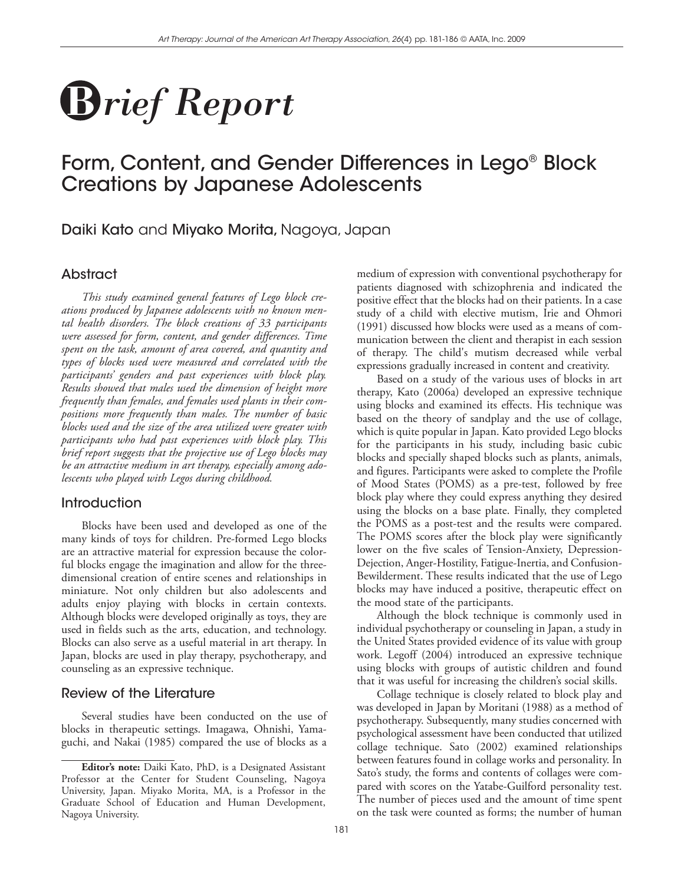# Brief Report

# Form, Content, and Gender Differences in Lego® Block Creations by Japanese Adolescents

**Daiki Kato** and **Miyako Morita,** Nagoya, Japan

## Abstract

*This study examined general features of Lego block creations produced by Japanese adolescents with no known mental health disorders. The block creations of 33 participants were assessed for form, content, and gender differences. Time spent on the task, amount of area covered, and quantity and types of blocks used were measured and correlated with the participants' genders and past experiences with block play. Results showed that males used the dimension of height more frequently than females, and females used plants in their compositions more frequently than males. The number of basic blocks used and the size of the area utilized were greater with participants who had past experiences with block play. This brief report suggests that the projective use of Lego blocks may be an attractive medium in art therapy, especially among adolescents who played with Legos during childhood.*

## Introduction

Blocks have been used and developed as one of the many kinds of toys for children. Pre-formed Lego blocks are an attractive material for expression because the colorful blocks engage the imagination and allow for the three-dimensional creation of entire scenes and relationships in miniature. Not only children but also adolescents and adults enjoy playing with blocks in certain contexts. Although blocks were developed originally as toys, they are used in fields such as the arts, education, and technology. Blocks can also serve as a useful material in art therapy. In Japan, blocks are used in play therapy, psychotherapy, and counseling as an expressive technique.

## Review of the Literature

Several studies have been conducted on the use of blocks in therapeutic settings. Imagawa, Ohnishi, Yamaguchi, and Nakai (1985) compared the use of blocks as a medium of expression with conventional psychotherapy for patients diagnosed with schizophrenia and indicated the positive effect that the blocks had on their patients. In a case study of a child with elective mutism, Irie and Ohmori (1991) discussed how blocks were used as a means of communication between the client and therapist in each session of therapy. The child's mutism decreased while verbal expressions gradually increased in content and creativity.

Based on a study of the various uses of blocks in art therapy, Kato (2006a) developed an expressive technique using blocks and examined its effects. His technique was based on the theory of sandplay and the use of collage, which is quite popular in Japan. Kato provided Lego blocks for the participants in his study, including basic cubic blocks and specially shaped blocks such as plants, animals, and figures. Participants were asked to complete the Profile of Mood States (POMS) as a pre-test, followed by free block play where they could express anything they desired using the blocks on a base plate. Finally, they completed the POMS as a post-test and the results were compared. The POMS scores after the block play were significantly lower on the five scales of Tension-Anxiety, Depression-Dejection, Anger-Hostility, Fatigue-Inertia, and Confusion-Bewilderment. These results indicated that the use of Lego blocks may have induced a positive, therapeutic effect on the mood state of the participants.

Although the block technique is commonly used in individual psychotherapy or counseling in Japan, a study in the United States provided evidence of its value with group work. Legoff (2004) introduced an expressive technique using blocks with groups of autistic children and found that it was useful for increasing the children's social skills.

Collage technique is closely related to block play and was developed in Japan by Moritani (1988) as a method of psychotherapy. Subsequently, many studies concerned with psychological assessment have been conducted that utilized collage technique. Sato (2002) examined relationships between features found in collage works and personality. In Sato's study, the forms and contents of collages were compared with scores on the Yatabe-Guilford personality test. The number of pieces used and the amount of time spent on the task were counted as forms; the number of human

---

**Editor's note:** Daiki Kato, PhD, is a Designated Assistant Professor at the Center for Student Counseling, Nagoya University, Japan. Miyako Morita, MA, is a Professor in the Graduate School of Education and Human Development, Nagoya University.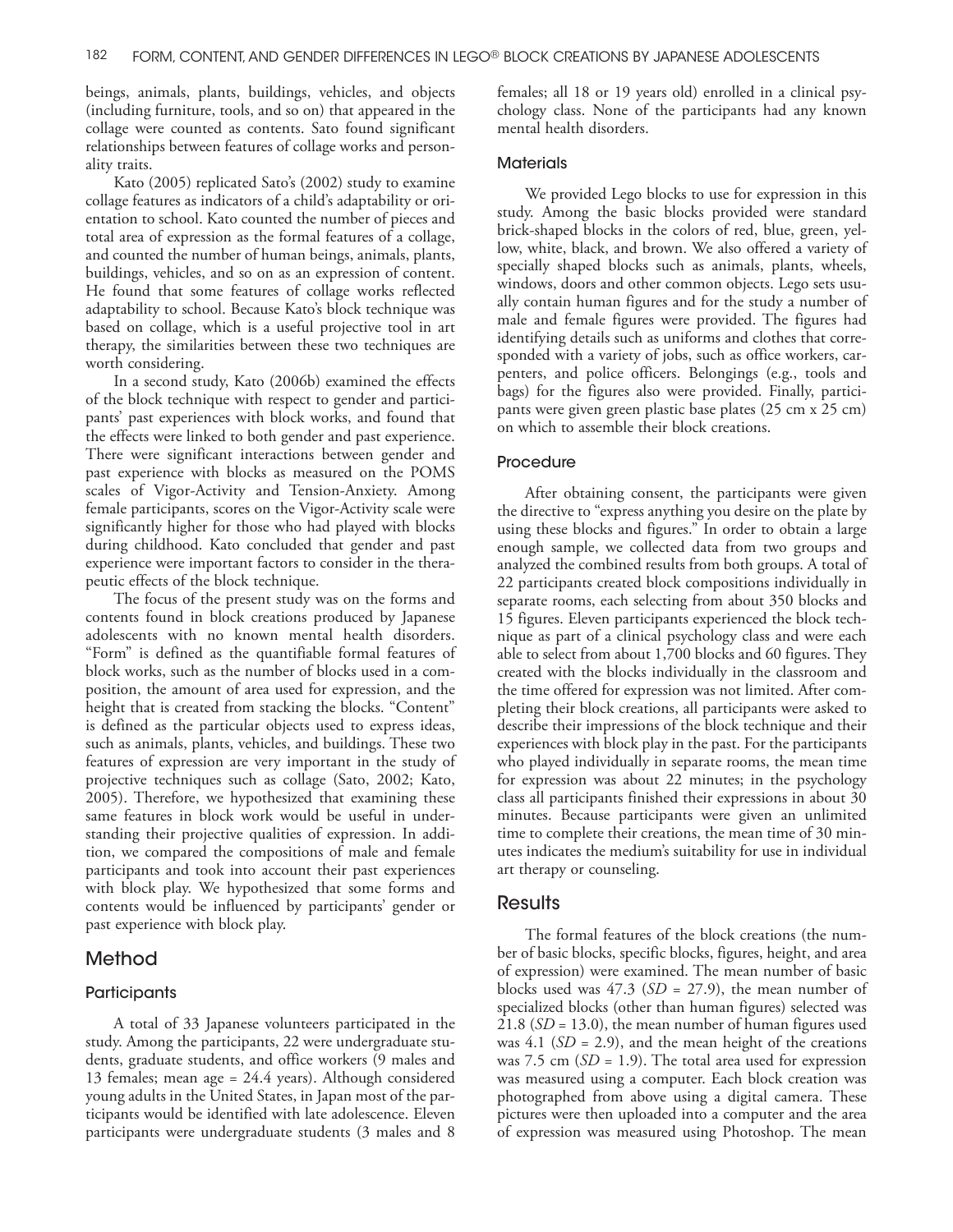beings, animals, plants, buildings, vehicles, and objects (including furniture, tools, and so on) that appeared in the collage were counted as contents. Sato found significant relationships between features of collage works and personality traits.

Kato (2005) replicated Sato's (2002) study to examine collage features as indicators of a child's adaptability or orientation to school. Kato counted the number of pieces and total area of expression as the formal features of a collage, and counted the number of human beings, animals, plants, buildings, vehicles, and so on as an expression of content. He found that some features of collage works reflected adaptability to school. Because Kato's block technique was based on collage, which is a useful projective tool in art therapy, the similarities between these two techniques are worth considering.

In a second study, Kato (2006b) examined the effects of the block technique with respect to gender and participants' past experiences with block works, and found that the effects were linked to both gender and past experience. There were significant interactions between gender and past experience with blocks as measured on the POMS scales of Vigor-Activity and Tension-Anxiety. Among female participants, scores on the Vigor-Activity scale were significantly higher for those who had played with blocks during childhood. Kato concluded that gender and past experience were important factors to consider in the therapeutic effects of the block technique.

The focus of the present study was on the forms and contents found in block creations produced by Japanese adolescents with no known mental health disorders. "Form" is defined as the quantifiable formal features of block works, such as the number of blocks used in a composition, the amount of area used for expression, and the height that is created from stacking the blocks. "Content" is defined as the particular objects used to express ideas, such as animals, plants, vehicles, and buildings. These two features of expression are very important in the study of projective techniques such as collage (Sato, 2002; Kato, 2005). Therefore, we hypothesized that examining these same features in block work would be useful in understanding their projective qualities of expression. In addition, we compared the compositions of male and female participants and took into account their past experiences with block play. We hypothesized that some forms and contents would be influenced by participants' gender or past experience with block play.

## Method

### Participants

A total of 33 Japanese volunteers participated in the study. Among the participants, 22 were undergraduate students, graduate students, and office workers (9 males and 13 females; mean age = 24.4 years). Although considered young adults in the United States, in Japan most of the participants would be identified with late adolescence. Eleven participants were undergraduate students (3 males and 8 females; all 18 or 19 years old) enrolled in a clinical psychology class. None of the participants had any known mental health disorders.

### Materials

We provided Lego blocks to use for expression in this study. Among the basic blocks provided were standard brick-shaped blocks in the colors of red, blue, green, yellow, white, black, and brown. We also offered a variety of specially shaped blocks such as animals, plants, wheels, windows, doors and other common objects. Lego sets usually contain human figures and for the study a number of male and female figures were provided. The figures had identifying details such as uniforms and clothes that corresponded with a variety of jobs, such as office workers, carpenters, and police officers. Belongings (e.g., tools and bags) for the figures also were provided. Finally, participants were given green plastic base plates (25 cm x 25 cm) on which to assemble their block creations.

### Procedure

After obtaining consent, the participants were given the directive to "express anything you desire on the plate by using these blocks and figures." In order to obtain a large enough sample, we collected data from two groups and analyzed the combined results from both groups. A total of 22 participants created block compositions individually in separate rooms, each selecting from about 350 blocks and 15 figures. Eleven participants experienced the block technique as part of a clinical psychology class and were each able to select from about 1,700 blocks and 60 figures. They created with the blocks individually in the classroom and the time offered for expression was not limited. After completing their block creations, all participants were asked to describe their impressions of the block technique and their experiences with block play in the past. For the participants who played individually in separate rooms, the mean time for expression was about 22 minutes; in the psychology class all participants finished their expressions in about 30 minutes. Because participants were given an unlimited time to complete their creations, the mean time of 30 minutes indicates the medium's suitability for use in individual art therapy or counseling.

## Results

The formal features of the block creations (the number of basic blocks, specific blocks, figures, height, and area of expression) were examined. The mean number of basic blocks used was 47.3 (*SD* = 27.9), the mean number of specialized blocks (other than human figures) selected was 21.8 (*SD* = 13.0), the mean number of human figures used was 4.1 (*SD* = 2.9), and the mean height of the creations was 7.5 cm (*SD* = 1.9). The total area used for expression was measured using a computer. Each block creation was photographed from above using a digital camera. These pictures were then uploaded into a computer and the area of expression was measured using Photoshop. The mean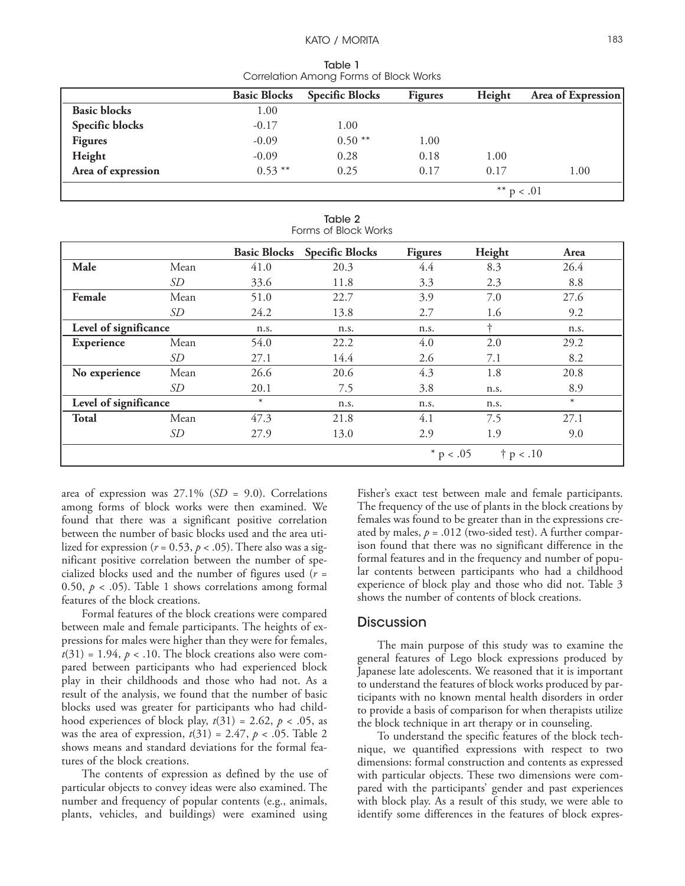Table 1
Correlation Among Forms of Block Works

| | Basic Blocks | Specific Blocks | Figures | Height | Area of Expression |
|---|---|---|---|---|---|
| **Basic blocks** | 1.00 | | | | |
| **Specific blocks** | -0.17 | 1.00 | | | |
| **Figures** | -0.09 | 0.50 ** | 1.00 | | |
| **Height** | -0.09 | 0.28 | 0.18 | 1.00 | |
| **Area of expression** | 0.53 ** | 0.25 | 0.17 | 0.17 | 1.00 |
| | | | | ** p < .01 | |

Table 2
Forms of Block Works

| | | Basic Blocks | Specific Blocks | Figures | Height | Area |
|---|---|---|---|---|---|---|
| **Male** | Mean | 41.0 | 20.3 | 4.4 | 8.3 | 26.4 |
| | *SD* | 33.6 | 11.8 | 3.3 | 2.3 | 8.8 |
| **Female** | Mean | 51.0 | 22.7 | 3.9 | 7.0 | 27.6 |
| | *SD* | 24.2 | 13.8 | 2.7 | 1.6 | 9.2 |
| **Level of significance** | | n.s. | n.s. | n.s. | † | n.s. |
| **Experience** | Mean | 54.0 | 22.2 | 4.0 | 2.0 | 29.2 |
| | *SD* | 27.1 | 14.4 | 2.6 | 7.1 | 8.2 |
| **No experience** | Mean | 26.6 | 20.6 | 4.3 | 1.8 | 20.8 |
| | *SD* | 20.1 | 7.5 | 3.8 | n.s. | 8.9 |
| **Level of significance** | | * | n.s. | n.s. | n.s. | * |
| **Total** | Mean | 47.3 | 21.8 | 4.1 | 7.5 | 27.1 |
| | *SD* | 27.9 | 13.0 | 2.9 | 1.9 | 9.0 |
| | | | | * p < .05 | † p < .10 | |

area of expression was 27.1% (*SD* = 9.0). Correlations among forms of block works were then examined. We found that there was a significant positive correlation between the number of basic blocks used and the area utilized for expression ($r = 0.53$, $p < .05$). There also was a significant positive correlation between the number of specialized blocks used and the number of figures used ($r = 0.50$, $p < .05$). Table 1 shows correlations among formal features of the block creations.

Formal features of the block creations were compared between male and female participants. The heights of expressions for males were higher than they were for females, $t(31) = 1.94$, $p < .10$. The block creations also were compared between participants who had experienced block play in their childhoods and those who had not. As a result of the analysis, we found that the number of basic blocks used was greater for participants who had childhood experiences of block play, $t(31) = 2.62$, $p < .05$, as was the area of expression, $t(31) = 2.47$, $p < .05$. Table 2 shows means and standard deviations for the formal features of the block creations.

The contents of expression as defined by the use of particular objects to convey ideas were also examined. The number and frequency of popular contents (e.g., animals, plants, vehicles, and buildings) were examined using Fisher's exact test between male and female participants. The frequency of the use of plants in the block creations by females was found to be greater than in the expressions created by males, $p = .012$ (two-sided test). A further comparison found that there was no significant difference in the formal features and in the frequency and number of popular contents between participants who had a childhood experience of block play and those who did not. Table 3 shows the number of contents of block creations.

## Discussion

The main purpose of this study was to examine the general features of Lego block expressions produced by Japanese late adolescents. We reasoned that it is important to understand the features of block works produced by participants with no known mental health disorders in order to provide a basis of comparison for when therapists utilize the block technique in art therapy or in counseling.

To understand the specific features of the block technique, we quantified expressions with respect to two dimensions: formal construction and contents as expressed with particular objects. These two dimensions were compared with the participants' gender and past experiences with block play. As a result of this study, we were able to identify some differences in the features of block expres-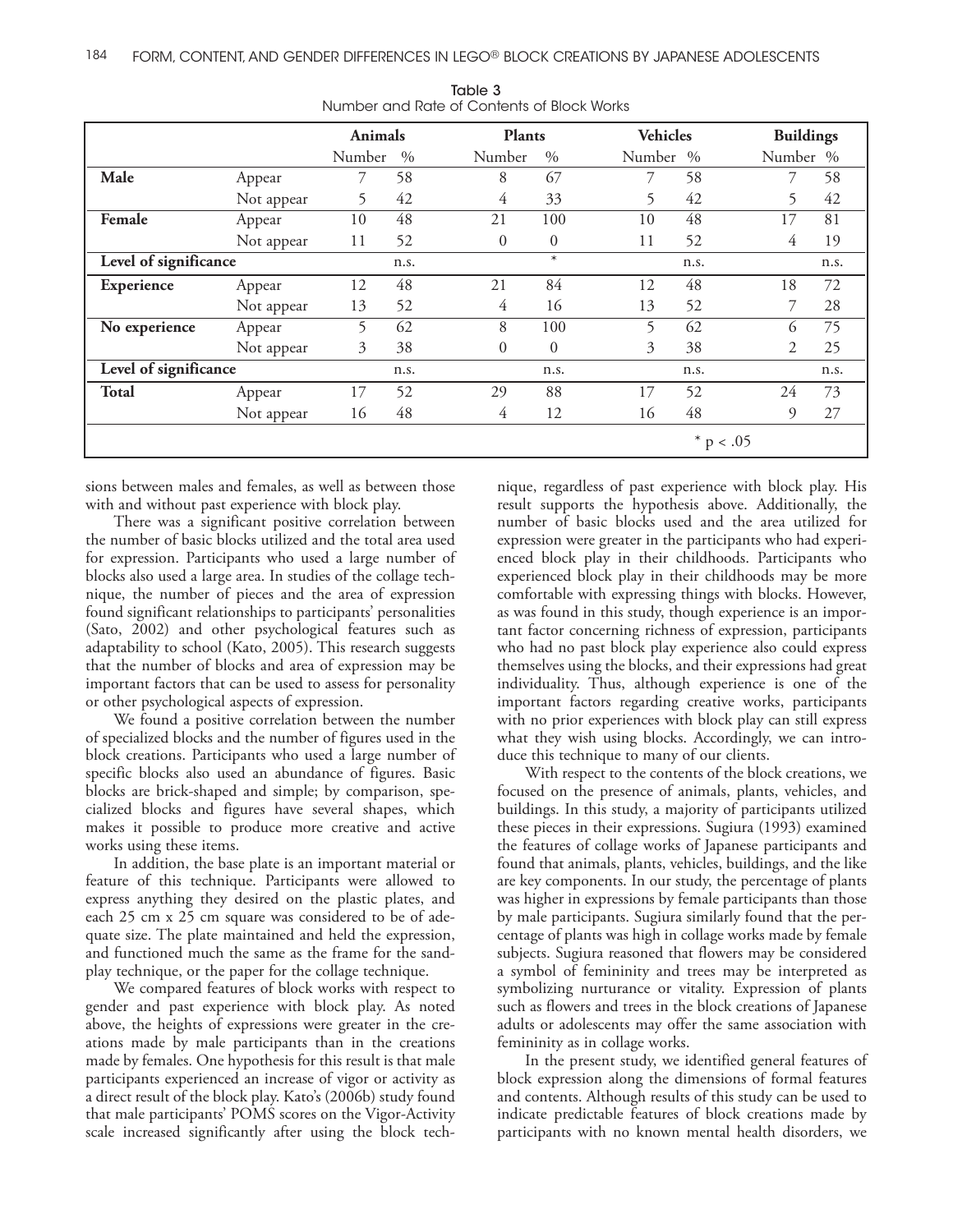Table 3
Number and Rate of Contents of Block Works

| | | Animals | | Plants | | Vehicles | | Buildings | |
|---|---|---|---|---|---|---|---|---|---|
| | | Number | % | Number | % | Number | % | Number | % |
| **Male** | Appear | 7 | 58 | 8 | 67 | 7 | 58 | 7 | 58 |
| | Not appear | 5 | 42 | 4 | 33 | 5 | 42 | 5 | 42 |
| **Female** | Appear | 10 | 48 | 21 | 100 | 10 | 48 | 17 | 81 |
| | Not appear | 11 | 52 | 0 | 0 | 11 | 52 | 4 | 19 |
| **Level of significance** | | | n.s. | | * | | n.s. | | n.s. |
| **Experience** | Appear | 12 | 48 | 21 | 84 | 12 | 48 | 18 | 72 |
| | Not appear | 13 | 52 | 4 | 16 | 13 | 52 | 7 | 28 |
| **No experience** | Appear | 5 | 62 | 8 | 100 | 5 | 62 | 6 | 75 |
| | Not appear | 3 | 38 | 0 | 0 | 3 | 38 | 2 | 25 |
| **Level of significance** | | | n.s. | | n.s. | | n.s. | | n.s. |
| **Total** | Appear | 17 | 52 | 29 | 88 | 17 | 52 | 24 | 73 |
| | Not appear | 16 | 48 | 4 | 12 | 16 | 48 | 9 | 27 |

* $p < .05$

sions between males and females, as well as between those with and without past experience with block play.

There was a significant positive correlation between the number of basic blocks utilized and the total area used for expression. Participants who used a large number of blocks also used a large area. In studies of the collage technique, the number of pieces and the area of expression found significant relationships to participants' personalities (Sato, 2002) and other psychological features such as adaptability to school (Kato, 2005). This research suggests that the number of blocks and area of expression may be important factors that can be used to assess for personality or other psychological aspects of expression.

We found a positive correlation between the number of specialized blocks and the number of figures used in the block creations. Participants who used a large number of specific blocks also used an abundance of figures. Basic blocks are brick-shaped and simple; by comparison, specialized blocks and figures have several shapes, which makes it possible to produce more creative and active works using these items.

In addition, the base plate is an important material or feature of this technique. Participants were allowed to express anything they desired on the plastic plates, and each 25 cm x 25 cm square was considered to be of adequate size. The plate maintained and held the expression, and functioned much the same as the frame for the sandplay technique, or the paper for the collage technique.

We compared features of block works with respect to gender and past experience with block play. As noted above, the heights of expressions were greater in the creations made by male participants than in the creations made by females. One hypothesis for this result is that male participants experienced an increase of vigor or activity as a direct result of the block play. Kato's (2006b) study found that male participants' POMS scores on the Vigor-Activity scale increased significantly after using the block technique, regardless of past experience with block play. His result supports the hypothesis above. Additionally, the number of basic blocks used and the area utilized for expression were greater in the participants who had experienced block play in their childhoods. Participants who experienced block play in their childhoods may be more comfortable with expressing things with blocks. However, as was found in this study, though experience is an important factor concerning richness of expression, participants who had no past block play experience also could express themselves using the blocks, and their expressions had great individuality. Thus, although experience is one of the important factors regarding creative works, participants with no prior experiences with block play can still express what they wish using blocks. Accordingly, we can introduce this technique to many of our clients.

With respect to the contents of the block creations, we focused on the presence of animals, plants, vehicles, and buildings. In this study, a majority of participants utilized these pieces in their expressions. Sugiura (1993) examined the features of collage works of Japanese participants and found that animals, plants, vehicles, buildings, and the like are key components. In our study, the percentage of plants was higher in expressions by female participants than those by male participants. Sugiura similarly found that the percentage of plants was high in collage works made by female subjects. Sugiura reasoned that flowers may be considered a symbol of femininity and trees may be interpreted as symbolizing nurturance or vitality. Expression of plants such as flowers and trees in the block creations of Japanese adults or adolescents may offer the same association with femininity as in collage works.

In the present study, we identified general features of block expression along the dimensions of formal features and contents. Although results of this study can be used to indicate predictable features of block creations made by participants with no known mental health disorders, we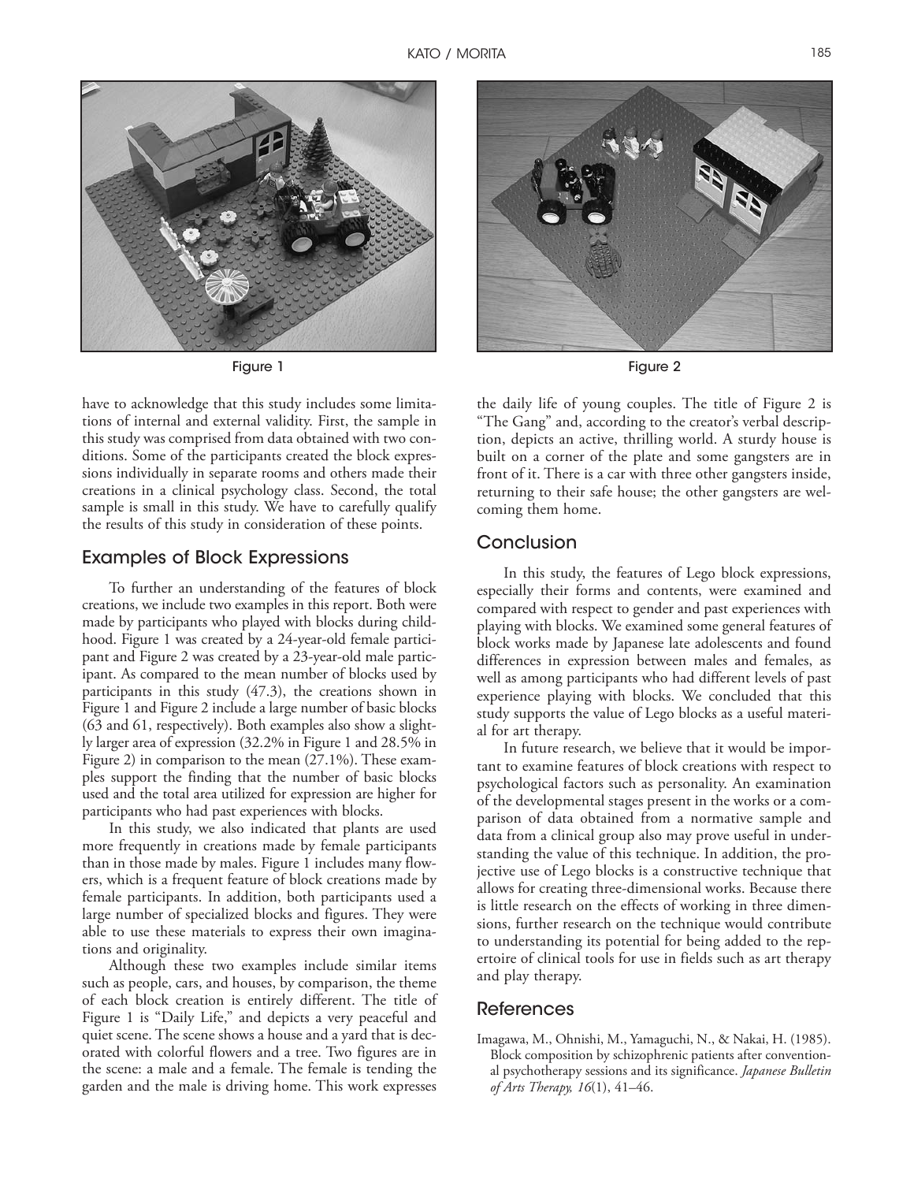Figure 1

Figure 2

have to acknowledge that this study includes some limitations of internal and external validity. First, the sample in this study was comprised from data obtained with two conditions. Some of the participants created the block expressions individually in separate rooms and others made their creations in a clinical psychology class. Second, the total sample is small in this study. We have to carefully qualify the results of this study in consideration of these points.

## Examples of Block Expressions

To further an understanding of the features of block creations, we include two examples in this report. Both were made by participants who played with blocks during childhood. Figure 1 was created by a 24-year-old female participant and Figure 2 was created by a 23-year-old male participant. As compared to the mean number of blocks used by participants in this study (47.3), the creations shown in Figure 1 and Figure 2 include a large number of basic blocks (63 and 61, respectively). Both examples also show a slightly larger area of expression (32.2% in Figure 1 and 28.5% in Figure 2) in comparison to the mean (27.1%). These examples support the finding that the number of basic blocks used and the total area utilized for expression are higher for participants who had past experiences with blocks.

In this study, we also indicated that plants are used more frequently in creations made by female participants than in those made by males. Figure 1 includes many flowers, which is a frequent feature of block creations made by female participants. In addition, both participants used a large number of specialized blocks and figures. They were able to use these materials to express their own imaginations and originality.

Although these two examples include similar items such as people, cars, and houses, by comparison, the theme of each block creation is entirely different. The title of Figure 1 is "Daily Life," and depicts a very peaceful and quiet scene. The scene shows a house and a yard that is decorated with colorful flowers and a tree. Two figures are in the scene: a male and a female. The female is tending the garden and the male is driving home. This work expresses the daily life of young couples. The title of Figure 2 is "The Gang" and, according to the creator's verbal description, depicts an active, thrilling world. A sturdy house is built on a corner of the plate and some gangsters are in front of it. There is a car with three other gangsters inside, returning to their safe house; the other gangsters are welcoming them home.

## Conclusion

In this study, the features of Lego block expressions, especially their forms and contents, were examined and compared with respect to gender and past experiences with playing with blocks. We examined some general features of block works made by Japanese late adolescents and found differences in expression between males and females, as well as among participants who had different levels of past experience playing with blocks. We concluded that this study supports the value of Lego blocks as a useful material for art therapy.

In future research, we believe that it would be important to examine features of block creations with respect to psychological factors such as personality. An examination of the developmental stages present in the works or a comparison of data obtained from a normative sample and data from a clinical group also may prove useful in understanding the value of this technique. In addition, the projective use of Lego blocks is a constructive technique that allows for creating three-dimensional works. Because there is little research on the effects of working in three dimensions, further research on the technique would contribute to understanding its potential for being added to the repertoire of clinical tools for use in fields such as art therapy and play therapy.

## References

Imagawa, M., Ohnishi, M., Yamaguchi, N., & Nakai, H. (1985). Block composition by schizophrenic patients after conventional psychotherapy sessions and its significance. *Japanese Bulletin of Arts Therapy, 16*(1), 41–46.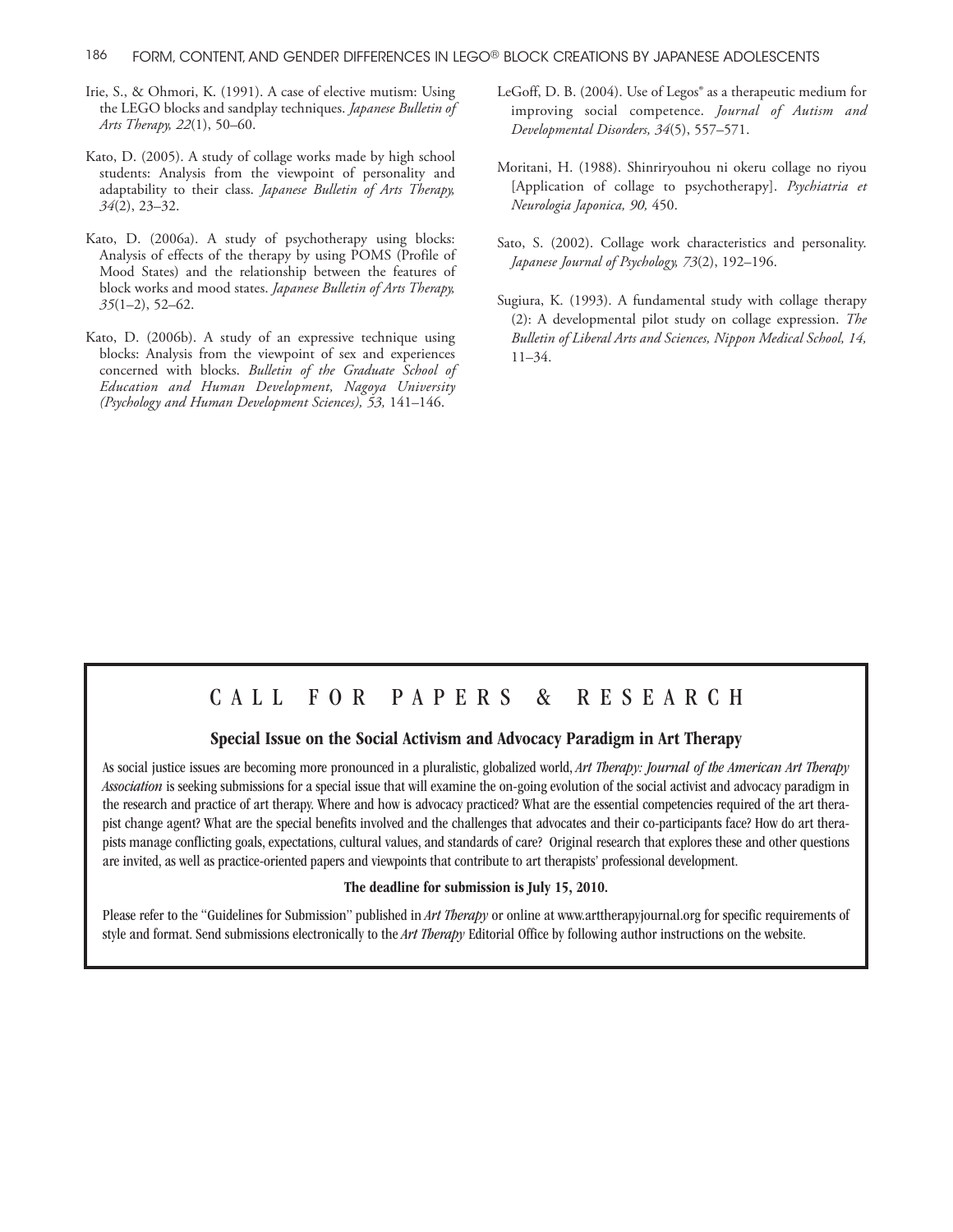Irie, S., & Ohmori, K. (1991). A case of elective mutism: Using the LEGO blocks and sandplay techniques. *Japanese Bulletin of Arts Therapy, 22*(1), 50–60.

Kato, D. (2005). A study of collage works made by high school students: Analysis from the viewpoint of personality and adaptability to their class. *Japanese Bulletin of Arts Therapy, 34*(2), 23–32.

Kato, D. (2006a). A study of psychotherapy using blocks: Analysis of effects of the therapy by using POMS (Profile of Mood States) and the relationship between the features of block works and mood states. *Japanese Bulletin of Arts Therapy, 35*(1–2), 52–62.

Kato, D. (2006b). A study of an expressive technique using blocks: Analysis from the viewpoint of sex and experiences concerned with blocks. *Bulletin of the Graduate School of Education and Human Development, Nagoya University (Psychology and Human Development Sciences), 53,* 141–146.

LeGoff, D. B. (2004). Use of Legos® as a therapeutic medium for improving social competence. *Journal of Autism and Developmental Disorders, 34*(5), 557–571.

Moritani, H. (1988). Shinriryouhou ni okeru collage no riyou [Application of collage to psychotherapy]. *Psychiatria et Neurologia Japonica, 90,* 450.

Sato, S. (2002). Collage work characteristics and personality. *Japanese Journal of Psychology, 73*(2), 192–196.

Sugiura, K. (1993). A fundamental study with collage therapy (2): A developmental pilot study on collage expression. *The Bulletin of Liberal Arts and Sciences, Nippon Medical School, 14,* 11–34.

## CALL FOR PAPERS & RESEARCH

### Special Issue on the Social Activism and Advocacy Paradigm in Art Therapy

As social justice issues are becoming more pronounced in a pluralistic, globalized world, *Art Therapy: Journal of the American Art Therapy Association* is seeking submissions for a special issue that will examine the on-going evolution of the social activist and advocacy paradigm in the research and practice of art therapy. Where and how is advocacy practiced? What are the essential competencies required of the art therapist change agent? What are the special benefits involved and the challenges that advocates and their co-participants face? How do art therapists manage conflicting goals, expectations, cultural values, and standards of care? Original research that explores these and other questions are invited, as well as practice-oriented papers and viewpoints that contribute to art therapists' professional development.

**The deadline for submission is July 15, 2010.**

Please refer to the "Guidelines for Submission" published in *Art Therapy* or online at www.arttherapyjournal.org for specific requirements of style and format. Send submissions electronically to the *Art Therapy* Editorial Office by following author instructions on the website.